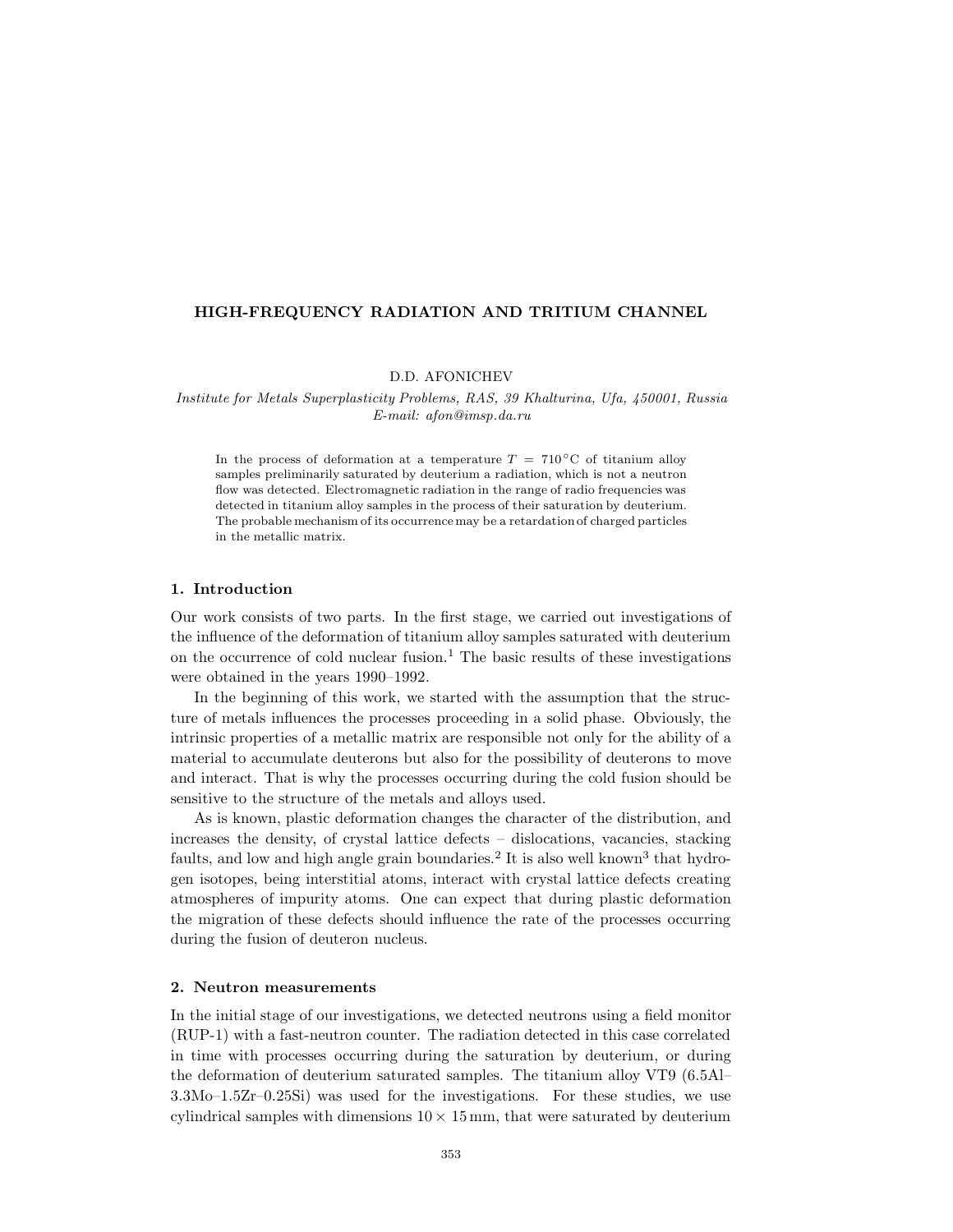# HIGH-FREQUENCY RADIATION AND TRITIUM CHANNEL

D.D. AFONICHEV

*Institute for Metals Superplasticity Problems, RAS, 39 Khalturina, Ufa, 450001, Russia*
*E-mail: afon@imsp.da.ru*

In the process of deformation at a temperature $T = 710\,^{\circ}\mathrm{C}$ of titanium alloy samples preliminarily saturated by deuterium a radiation, which is not a neutron flow was detected. Electromagnetic radiation in the range of radio frequencies was detected in titanium alloy samples in the process of their saturation by deuterium. The probable mechanism of its occurrence may be a retardation of charged particles in the metallic matrix.

## 1. Introduction

Our work consists of two parts. In the first stage, we carried out investigations of the influence of the deformation of titanium alloy samples saturated with deuterium on the occurrence of cold nuclear fusion.[1] The basic results of these investigations were obtained in the years 1990–1992.

In the beginning of this work, we started with the assumption that the structure of metals influences the processes proceeding in a solid phase. Obviously, the intrinsic properties of a metallic matrix are responsible not only for the ability of a material to accumulate deuterons but also for the possibility of deuterons to move and interact. That is why the processes occurring during the cold fusion should be sensitive to the structure of the metals and alloys used.

As is known, plastic deformation changes the character of the distribution, and increases the density, of crystal lattice defects – dislocations, vacancies, stacking faults, and low and high angle grain boundaries.[2] It is also well known[3] that hydrogen isotopes, being interstitial atoms, interact with crystal lattice defects creating atmospheres of impurity atoms. One can expect that during plastic deformation the migration of these defects should influence the rate of the processes occurring during the fusion of deuteron nucleus.

## 2. Neutron measurements

In the initial stage of our investigations, we detected neutrons using a field monitor (RUP-1) with a fast-neutron counter. The radiation detected in this case correlated in time with processes occurring during the saturation by deuterium, or during the deformation of deuterium saturated samples. The titanium alloy VT9 (6.5Al–3.3Mo–1.5Zr–0.25Si) was used for the investigations. For these studies, we use cylindrical samples with dimensions $10 \times 15\,\mathrm{mm}$, that were saturated by deuterium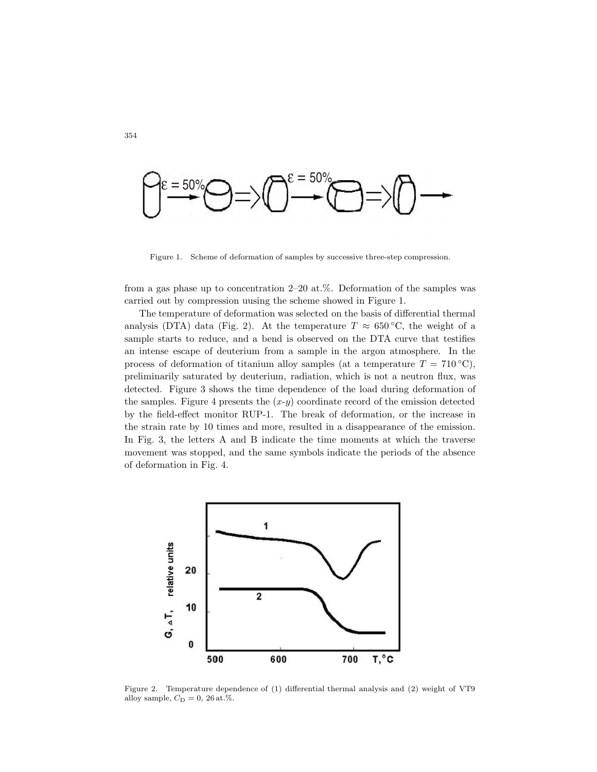Figure 1. Scheme of deformation of samples by successive three-step compression.

from a gas phase up to concentration 2–20 at.%. Deformation of the samples was carried out by compression uusing the scheme showed in Figure 1.

The temperature of deformation was selected on the basis of differential thermal analysis (DTA) data (Fig. 2). At the temperature $T \approx 650\,^{\circ}\mathrm{C}$, the weight of a sample starts to reduce, and a bend is observed on the DTA curve that testifies an intense escape of deuterium from a sample in the argon atmosphere. In the process of deformation of titanium alloy samples (at a temperature $T = 710\,^{\circ}\mathrm{C}$), preliminarily saturated by deuterium, radiation, which is not a neutron flux, was detected. Figure 3 shows the time dependence of the load during deformation of the samples. Figure 4 presents the ($x$-$y$) coordinate record of the emission detected by the field-effect monitor RUP-1. The break of deformation, or the increase in the strain rate by 10 times and more, resulted in a disappearance of the emission. In Fig. 3, the letters A and B indicate the time moments at which the traverse movement was stopped, and the same symbols indicate the periods of the absence of deformation in Fig. 4.

Figure 2. Temperature dependence of (1) differential thermal analysis and (2) weight of VT9 alloy sample, $C_{\mathrm{D}} = 0,\ 26\,\mathrm{at.\%}$.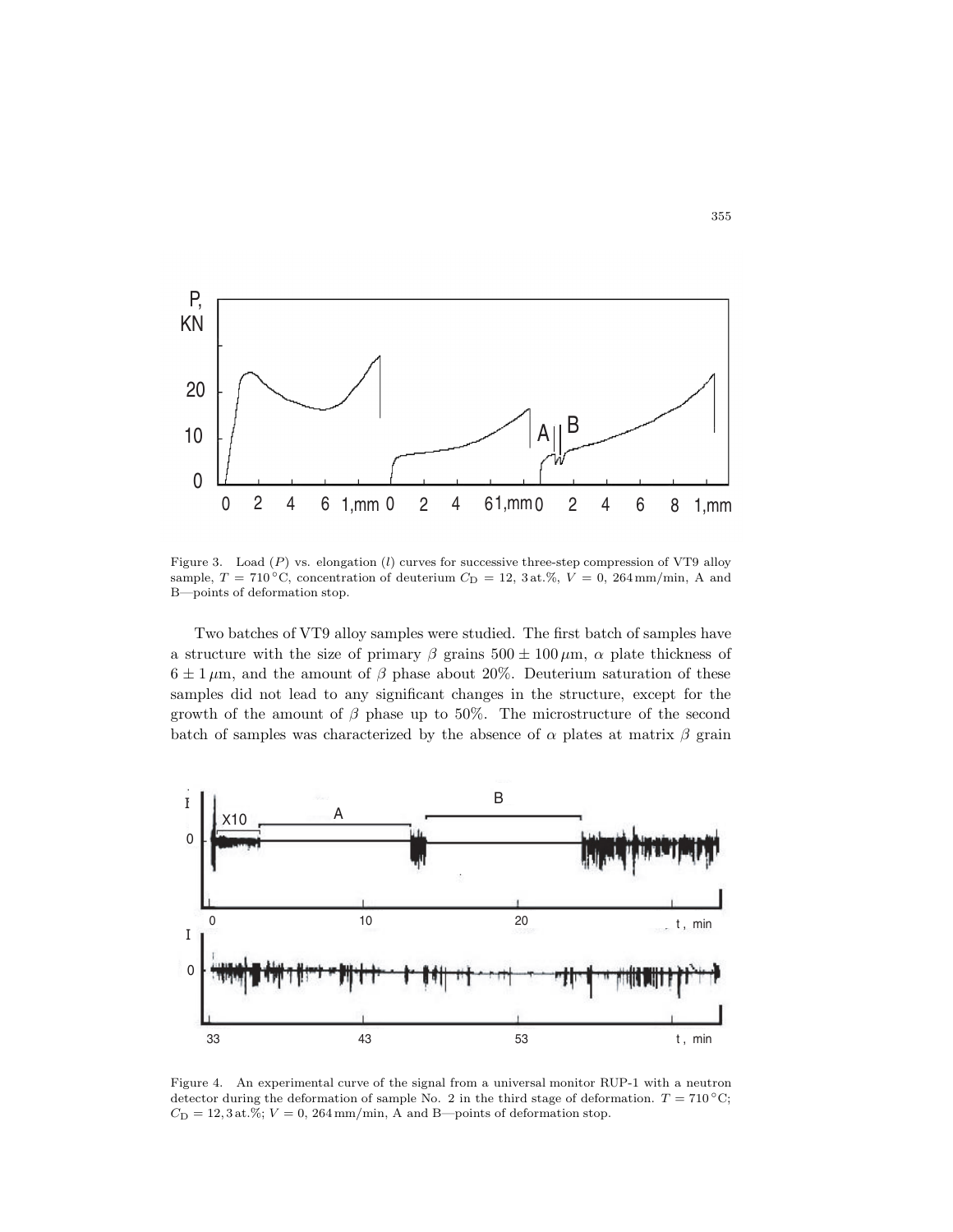Figure 3. Load ($P$) vs. elongation ($l$) curves for successive three-step compression of VT9 alloy sample, $T = 710\,^{\circ}$C, concentration of deuterium $C_{\mathrm{D}} = 12,\ 3\,$at.%, $V = 0,\ 264\,$mm/min, A and B—points of deformation stop.

Two batches of VT9 alloy samples were studied. The first batch of samples have a structure with the size of primary $\beta$ grains $500 \pm 100\,\mu$m, $\alpha$ plate thickness of $6 \pm 1\,\mu$m, and the amount of $\beta$ phase about 20%. Deuterium saturation of these samples did not lead to any significant changes in the structure, except for the growth of the amount of $\beta$ phase up to 50%. The microstructure of the second batch of samples was characterized by the absence of $\alpha$ plates at matrix $\beta$ grain

Figure 4. An experimental curve of the signal from a universal monitor RUP-1 with a neutron detector during the deformation of sample No. 2 in the third stage of deformation. $T = 710\,^{\circ}$C; $C_{\mathrm{D}} = 12,3\,$at.%; $V = 0,\ 264\,$mm/min, A and B—points of deformation stop.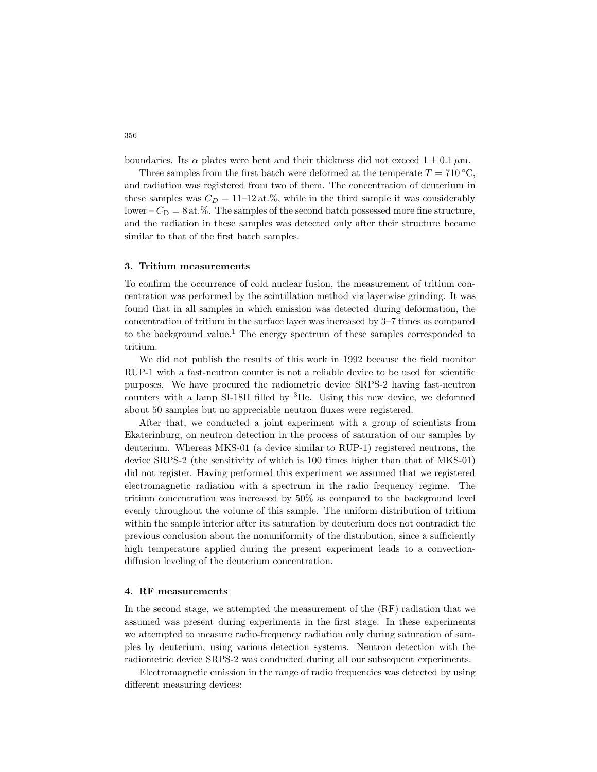boundaries. Its $\alpha$ plates were bent and their thickness did not exceed $1 \pm 0.1\,\mu$m.

Three samples from the first batch were deformed at the temperate $T = 710\,^{\circ}$C, and radiation was registered from two of them. The concentration of deuterium in these samples was $C_D = 11$–$12$ at.%, while in the third sample it was considerably lower – $C_\mathrm{D} = 8$ at.%. The samples of the second batch possessed more fine structure, and the radiation in these samples was detected only after their structure became similar to that of the first batch samples.

## 3. Tritium measurements

To confirm the occurrence of cold nuclear fusion, the measurement of tritium concentration was performed by the scintillation method via layerwise grinding. It was found that in all samples in which emission was detected during deformation, the concentration of tritium in the surface layer was increased by 3–7 times as compared to the background value.[1] The energy spectrum of these samples corresponded to tritium.

We did not publish the results of this work in 1992 because the field monitor RUP-1 with a fast-neutron counter is not a reliable device to be used for scientific purposes. We have procured the radiometric device SRPS-2 having fast-neutron counters with a lamp SI-18H filled by $^3$He. Using this new device, we deformed about 50 samples but no appreciable neutron fluxes were registered.

After that, we conducted a joint experiment with a group of scientists from Ekaterinburg, on neutron detection in the process of saturation of our samples by deuterium. Whereas MKS-01 (a device similar to RUP-1) registered neutrons, the device SRPS-2 (the sensitivity of which is 100 times higher than that of MKS-01) did not register. Having performed this experiment we assumed that we registered electromagnetic radiation with a spectrum in the radio frequency regime. The tritium concentration was increased by 50% as compared to the background level evenly throughout the volume of this sample. The uniform distribution of tritium within the sample interior after its saturation by deuterium does not contradict the previous conclusion about the nonuniformity of the distribution, since a sufficiently high temperature applied during the present experiment leads to a convection-diffusion leveling of the deuterium concentration.

## 4. RF measurements

In the second stage, we attempted the measurement of the (RF) radiation that we assumed was present during experiments in the first stage. In these experiments we attempted to measure radio-frequency radiation only during saturation of samples by deuterium, using various detection systems. Neutron detection with the radiometric device SRPS-2 was conducted during all our subsequent experiments.

Electromagnetic emission in the range of radio frequencies was detected by using different measuring devices: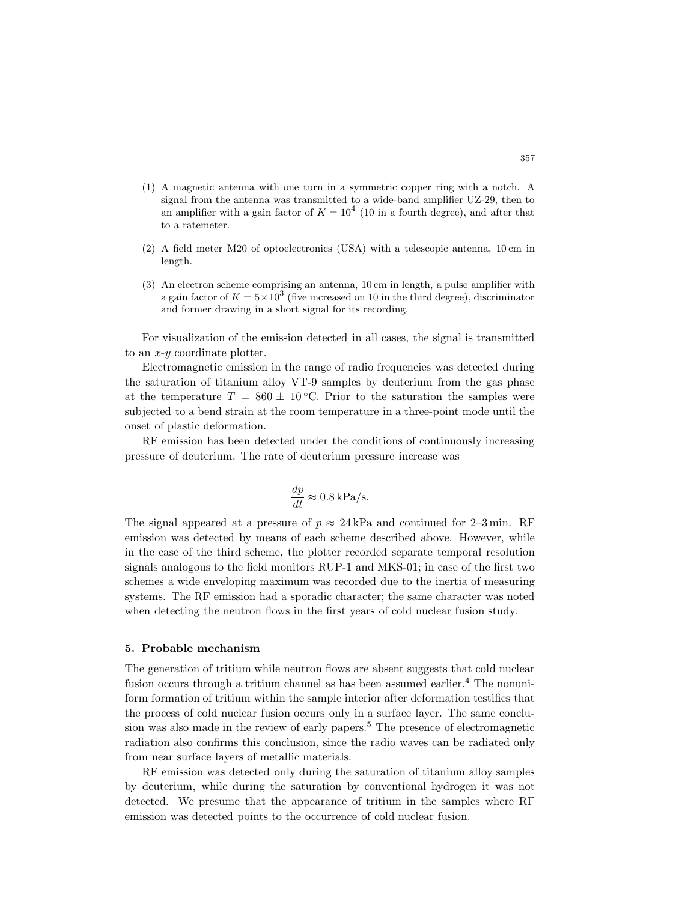(1) A magnetic antenna with one turn in a symmetric copper ring with a notch. A signal from the antenna was transmitted to a wide-band amplifier UZ-29, then to an amplifier with a gain factor of $K = 10^4$ (10 in a fourth degree), and after that to a ratemeter.

(2) A field meter M20 of optoelectronics (USA) with a telescopic antenna, 10 cm in length.

(3) An electron scheme comprising an antenna, 10 cm in length, a pulse amplifier with a gain factor of $K = 5 \times 10^3$ (five increased on 10 in the third degree), discriminator and former drawing in a short signal for its recording.

For visualization of the emission detected in all cases, the signal is transmitted to an $x$-$y$ coordinate plotter.

Electromagnetic emission in the range of radio frequencies was detected during the saturation of titanium alloy VT-9 samples by deuterium from the gas phase at the temperature $T = 860 \pm 10\,^{\circ}\mathrm{C}$. Prior to the saturation the samples were subjected to a bend strain at the room temperature in a three-point mode until the onset of plastic deformation.

RF emission has been detected under the conditions of continuously increasing pressure of deuterium. The rate of deuterium pressure increase was

$$\frac{dp}{dt} \approx 0.8\,\mathrm{kPa/s}.$$

The signal appeared at a pressure of $p \approx 24\,\mathrm{kPa}$ and continued for 2–3 min. RF emission was detected by means of each scheme described above. However, while in the case of the third scheme, the plotter recorded separate temporal resolution signals analogous to the field monitors RUP-1 and MKS-01; in case of the first two schemes a wide enveloping maximum was recorded due to the inertia of measuring systems. The RF emission had a sporadic character; the same character was noted when detecting the neutron flows in the first years of cold nuclear fusion study.

### 5. Probable mechanism

The generation of tritium while neutron flows are absent suggests that cold nuclear fusion occurs through a tritium channel as has been assumed earlier.[4] The nonuniform formation of tritium within the sample interior after deformation testifies that the process of cold nuclear fusion occurs only in a surface layer. The same conclusion was also made in the review of early papers.[5] The presence of electromagnetic radiation also confirms this conclusion, since the radio waves can be radiated only from near surface layers of metallic materials.

RF emission was detected only during the saturation of titanium alloy samples by deuterium, while during the saturation by conventional hydrogen it was not detected. We presume that the appearance of tritium in the samples where RF emission was detected points to the occurrence of cold nuclear fusion.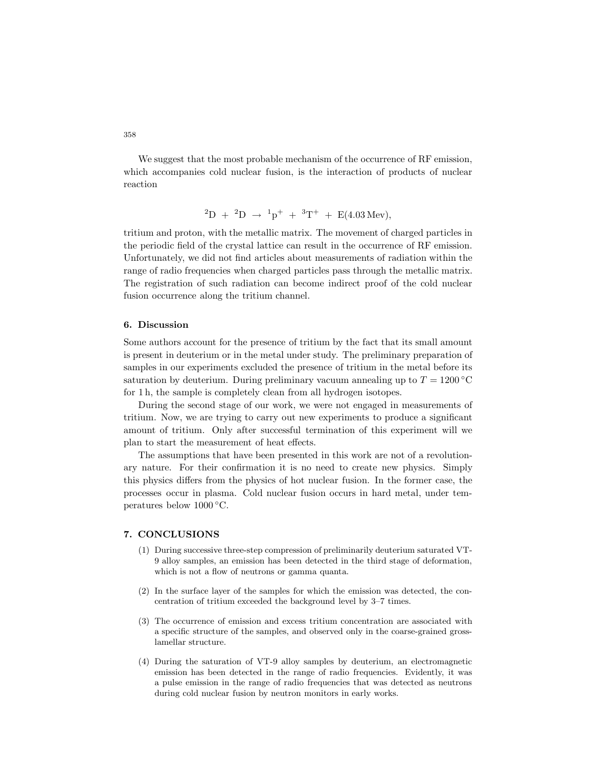We suggest that the most probable mechanism of the occurrence of RF emission, which accompanies cold nuclear fusion, is the interaction of products of nuclear reaction

$$^{2}\mathrm{D} \ + \ ^{2}\mathrm{D} \ \rightarrow \ ^{1}\mathrm{p}^{+} \ + \ ^{3}\mathrm{T}^{+} \ + \ \mathrm{E}(4.03\,\mathrm{Mev}),$$

tritium and proton, with the metallic matrix. The movement of charged particles in the periodic field of the crystal lattice can result in the occurrence of RF emission. Unfortunately, we did not find articles about measurements of radiation within the range of radio frequencies when charged particles pass through the metallic matrix. The registration of such radiation can become indirect proof of the cold nuclear fusion occurrence along the tritium channel.

## 6. Discussion

Some authors account for the presence of tritium by the fact that its small amount is present in deuterium or in the metal under study. The preliminary preparation of samples in our experiments excluded the presence of tritium in the metal before its saturation by deuterium. During preliminary vacuum annealing up to $T = 1200\,^{\circ}\mathrm{C}$ for 1 h, the sample is completely clean from all hydrogen isotopes.

During the second stage of our work, we were not engaged in measurements of tritium. Now, we are trying to carry out new experiments to produce a significant amount of tritium. Only after successful termination of this experiment will we plan to start the measurement of heat effects.

The assumptions that have been presented in this work are not of a revolutionary nature. For their confirmation it is no need to create new physics. Simply this physics differs from the physics of hot nuclear fusion. In the former case, the processes occur in plasma. Cold nuclear fusion occurs in hard metal, under temperatures below $1000\,^{\circ}\mathrm{C}$.

## 7. CONCLUSIONS

(1) During successive three-step compression of preliminarily deuterium saturated VT-9 alloy samples, an emission has been detected in the third stage of deformation, which is not a flow of neutrons or gamma quanta.

(2) In the surface layer of the samples for which the emission was detected, the concentration of tritium exceeded the background level by 3–7 times.

(3) The occurrence of emission and excess tritium concentration are associated with a specific structure of the samples, and observed only in the coarse-grained gross-lamellar structure.

(4) During the saturation of VT-9 alloy samples by deuterium, an electromagnetic emission has been detected in the range of radio frequencies. Evidently, it was a pulse emission in the range of radio frequencies that was detected as neutrons during cold nuclear fusion by neutron monitors in early works.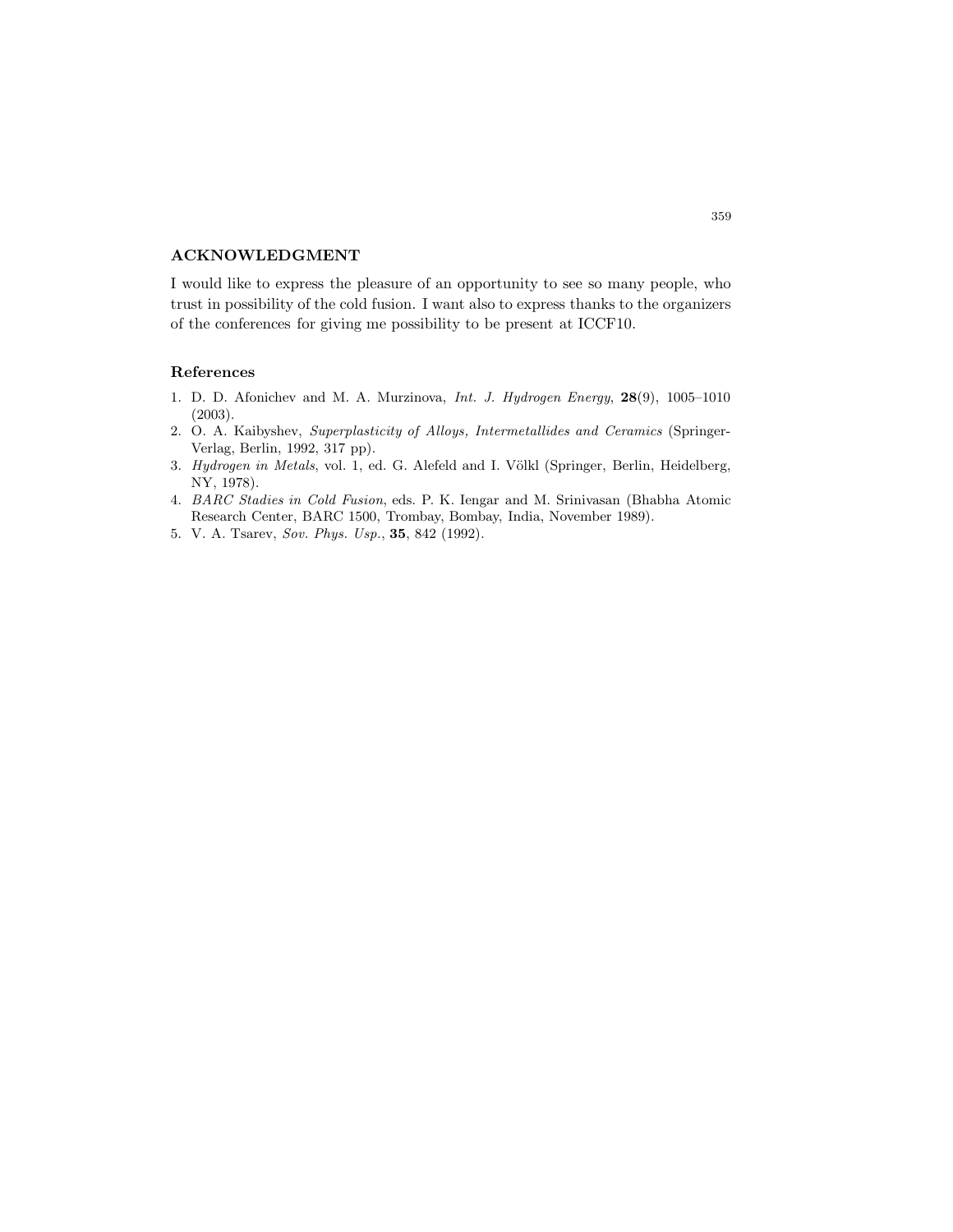## ACKNOWLEDGMENT

I would like to express the pleasure of an opportunity to see so many people, who trust in possibility of the cold fusion. I want also to express thanks to the organizers of the conferences for giving me possibility to be present at ICCF10.

### References

1. D. D. Afonichev and M. A. Murzinova, *Int. J. Hydrogen Energy*, **28**(9), 1005–1010 (2003).
2. O. A. Kaibyshev, *Superplasticity of Alloys, Intermetallides and Ceramics* (Springer-Verlag, Berlin, 1992, 317 pp).
3. *Hydrogen in Metals*, vol. 1, ed. G. Alefeld and I. Völkl (Springer, Berlin, Heidelberg, NY, 1978).
4. *BARC Stadies in Cold Fusion*, eds. P. K. Iengar and M. Srinivasan (Bhabha Atomic Research Center, BARC 1500, Trombay, Bombay, India, November 1989).
5. V. A. Tsarev, *Sov. Phys. Usp.*, **35**, 842 (1992).